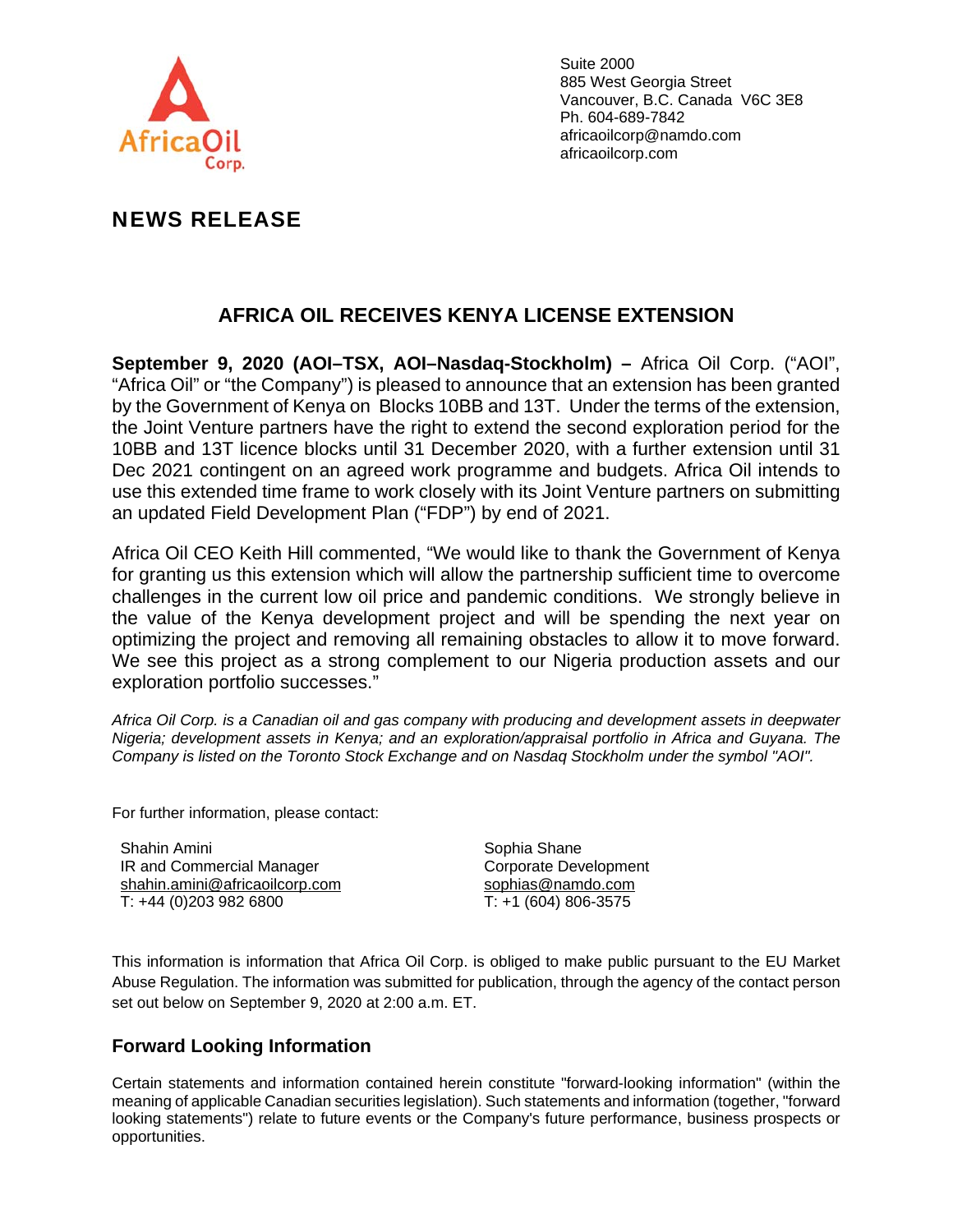Suite 2000
885 West Georgia Street
Vancouver, B.C. Canada V6C 3E8
Ph. 604-689-7842
africaoilcorp@namdo.com
africaoilcorp.com

## NEWS RELEASE

# AFRICA OIL RECEIVES KENYA LICENSE EXTENSION

**September 9, 2020 (AOI–TSX, AOI–Nasdaq-Stockholm) –** Africa Oil Corp. ("AOI", "Africa Oil" or "the Company") is pleased to announce that an extension has been granted by the Government of Kenya on Blocks 10BB and 13T. Under the terms of the extension, the Joint Venture partners have the right to extend the second exploration period for the 10BB and 13T licence blocks until 31 December 2020, with a further extension until 31 Dec 2021 contingent on an agreed work programme and budgets. Africa Oil intends to use this extended time frame to work closely with its Joint Venture partners on submitting an updated Field Development Plan ("FDP") by end of 2021.

Africa Oil CEO Keith Hill commented, "We would like to thank the Government of Kenya for granting us this extension which will allow the partnership sufficient time to overcome challenges in the current low oil price and pandemic conditions. We strongly believe in the value of the Kenya development project and will be spending the next year on optimizing the project and removing all remaining obstacles to allow it to move forward. We see this project as a strong complement to our Nigeria production assets and our exploration portfolio successes."

*Africa Oil Corp. is a Canadian oil and gas company with producing and development assets in deepwater Nigeria; development assets in Kenya; and an exploration/appraisal portfolio in Africa and Guyana. The Company is listed on the Toronto Stock Exchange and on Nasdaq Stockholm under the symbol "AOI".*

For further information, please contact:

Shahin Amini
IR and Commercial Manager
shahin.amini@africaoilcorp.com
T: +44 (0)203 982 6800

Sophia Shane
Corporate Development
sophias@namdo.com
T: +1 (604) 806-3575

This information is information that Africa Oil Corp. is obliged to make public pursuant to the EU Market Abuse Regulation. The information was submitted for publication, through the agency of the contact person set out below on September 9, 2020 at 2:00 a.m. ET.

### Forward Looking Information

Certain statements and information contained herein constitute "forward-looking information" (within the meaning of applicable Canadian securities legislation). Such statements and information (together, "forward looking statements") relate to future events or the Company's future performance, business prospects or opportunities.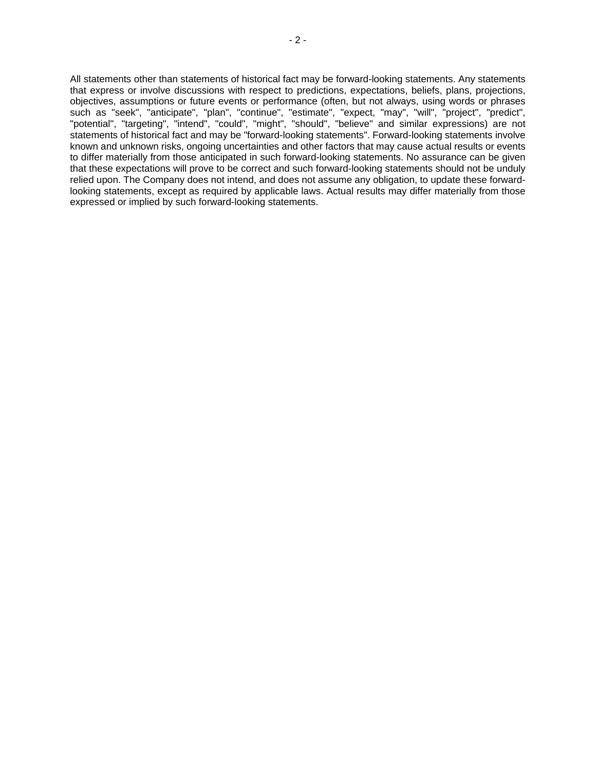All statements other than statements of historical fact may be forward-looking statements. Any statements that express or involve discussions with respect to predictions, expectations, beliefs, plans, projections, objectives, assumptions or future events or performance (often, but not always, using words or phrases such as "seek", "anticipate", "plan", "continue", "estimate", "expect, "may", "will", "project", "predict", "potential", "targeting", "intend", "could", "might", "should", "believe" and similar expressions) are not statements of historical fact and may be "forward-looking statements". Forward-looking statements involve known and unknown risks, ongoing uncertainties and other factors that may cause actual results or events to differ materially from those anticipated in such forward-looking statements. No assurance can be given that these expectations will prove to be correct and such forward-looking statements should not be unduly relied upon. The Company does not intend, and does not assume any obligation, to update these forward-looking statements, except as required by applicable laws. Actual results may differ materially from those expressed or implied by such forward-looking statements.